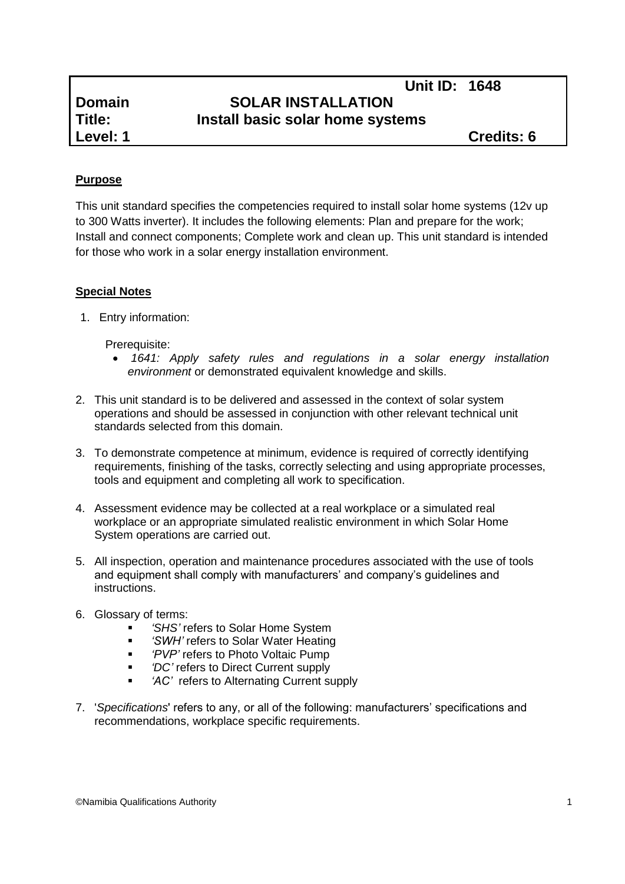| | | Unit ID: 1648 |
|---|---|---|
| **Domain** | **SOLAR INSTALLATION** | |
| **Title:** | **Install basic solar home systems** | |
| **Level: 1** | | **Credits: 6** |

## Purpose

This unit standard specifies the competencies required to install solar home systems (12v up to 300 Watts inverter). It includes the following elements: Plan and prepare for the work; Install and connect components; Complete work and clean up. This unit standard is intended for those who work in a solar energy installation environment.

## Special Notes

1. Entry information:

   Prerequisite:
   - *1641: Apply safety rules and regulations in a solar energy installation environment* or demonstrated equivalent knowledge and skills.

2. This unit standard is to be delivered and assessed in the context of solar system operations and should be assessed in conjunction with other relevant technical unit standards selected from this domain.

3. To demonstrate competence at minimum, evidence is required of correctly identifying requirements, finishing of the tasks, correctly selecting and using appropriate processes, tools and equipment and completing all work to specification.

4. Assessment evidence may be collected at a real workplace or a simulated real workplace or an appropriate simulated realistic environment in which Solar Home System operations are carried out.

5. All inspection, operation and maintenance procedures associated with the use of tools and equipment shall comply with manufacturers' and company's guidelines and instructions.

6. Glossary of terms:
   - *'SHS'* refers to Solar Home System
   - *'SWH'* refers to Solar Water Heating
   - *'PVP'* refers to Photo Voltaic Pump
   - *'DC'* refers to Direct Current supply
   - *'AC'* refers to Alternating Current supply

7. '*Specifications*' refers to any, or all of the following: manufacturers' specifications and recommendations, workplace specific requirements.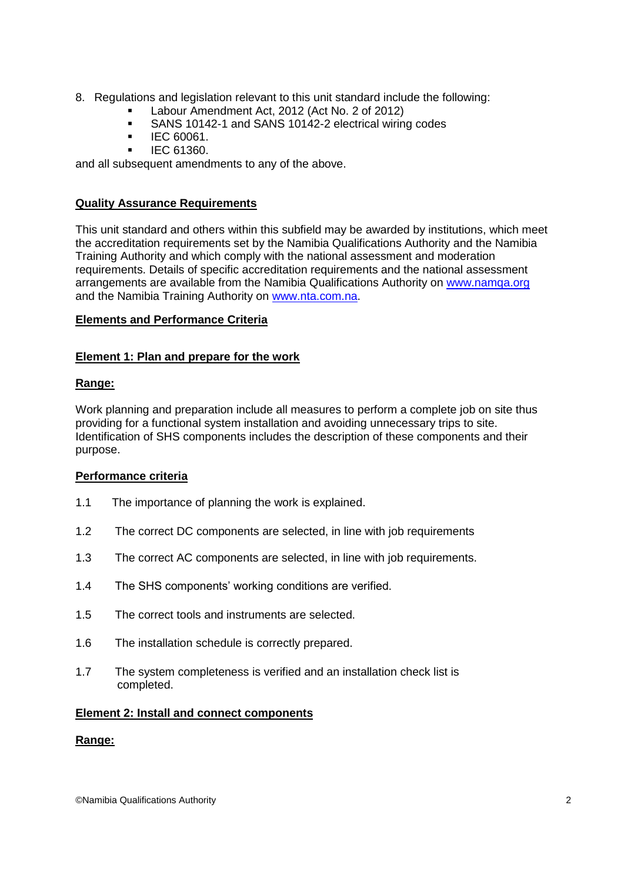8. Regulations and legislation relevant to this unit standard include the following:
   - Labour Amendment Act, 2012 (Act No. 2 of 2012)
   - SANS 10142-1 and SANS 10142-2 electrical wiring codes
   - IEC 60061.
   - IEC 61360.

and all subsequent amendments to any of the above.

## Quality Assurance Requirements

This unit standard and others within this subfield may be awarded by institutions, which meet the accreditation requirements set by the Namibia Qualifications Authority and the Namibia Training Authority and which comply with the national assessment and moderation requirements. Details of specific accreditation requirements and the national assessment arrangements are available from the Namibia Qualifications Authority on www.namqa.org and the Namibia Training Authority on www.nta.com.na.

## Elements and Performance Criteria

### Element 1: Plan and prepare for the work

**Range:**

Work planning and preparation include all measures to perform a complete job on site thus providing for a functional system installation and avoiding unnecessary trips to site. Identification of SHS components includes the description of these components and their purpose.

**Performance criteria**

1.1 The importance of planning the work is explained.

1.2 The correct DC components are selected, in line with job requirements

1.3 The correct AC components are selected, in line with job requirements.

1.4 The SHS components' working conditions are verified.

1.5 The correct tools and instruments are selected.

1.6 The installation schedule is correctly prepared.

1.7 The system completeness is verified and an installation check list is completed.

### Element 2: Install and connect components

**Range:**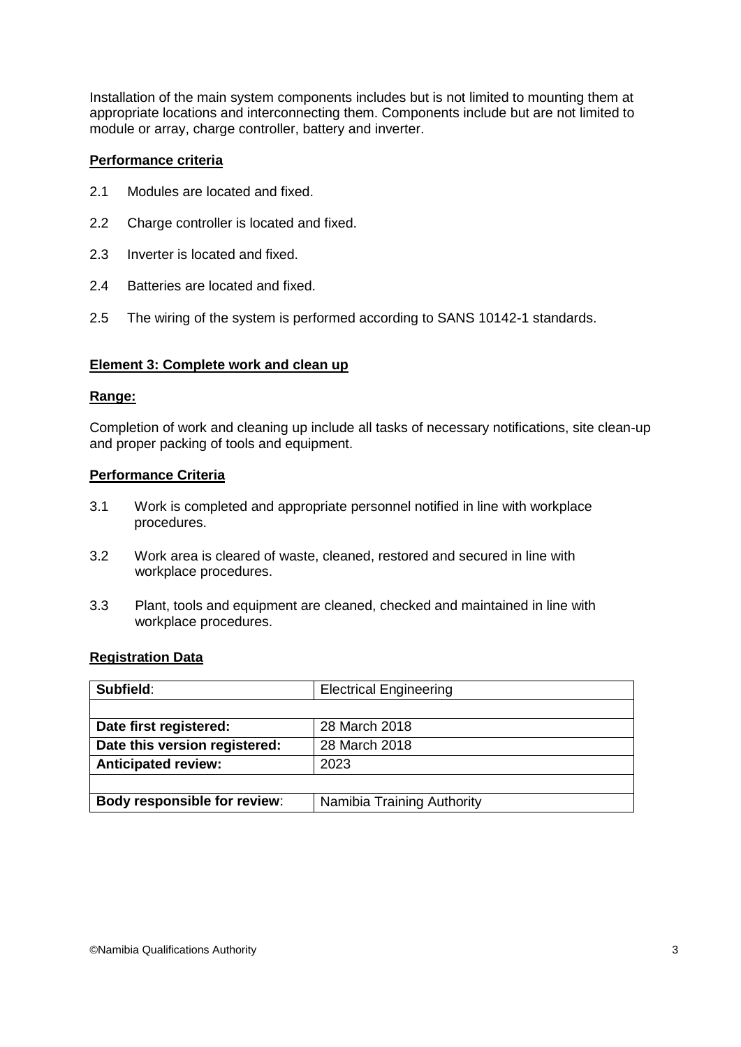Installation of the main system components includes but is not limited to mounting them at appropriate locations and interconnecting them. Components include but are not limited to module or array, charge controller, battery and inverter.

**Performance criteria**

2.1 Modules are located and fixed.

2.2 Charge controller is located and fixed.

2.3 Inverter is located and fixed.

2.4 Batteries are located and fixed.

2.5 The wiring of the system is performed according to SANS 10142-1 standards.

**Element 3: Complete work and clean up**

**Range:**

Completion of work and cleaning up include all tasks of necessary notifications, site clean-up and proper packing of tools and equipment.

**Performance Criteria**

3.1 Work is completed and appropriate personnel notified in line with workplace procedures.

3.2 Work area is cleared of waste, cleaned, restored and secured in line with workplace procedures.

3.3 Plant, tools and equipment are cleaned, checked and maintained in line with workplace procedures.

**Registration Data**

| | |
|---|---|
| **Subfield**: | Electrical Engineering |
| | |
| **Date first registered:** | 28 March 2018 |
| **Date this version registered:** | 28 March 2018 |
| **Anticipated review:** | 2023 |
| | |
| **Body responsible for review**: | Namibia Training Authority |